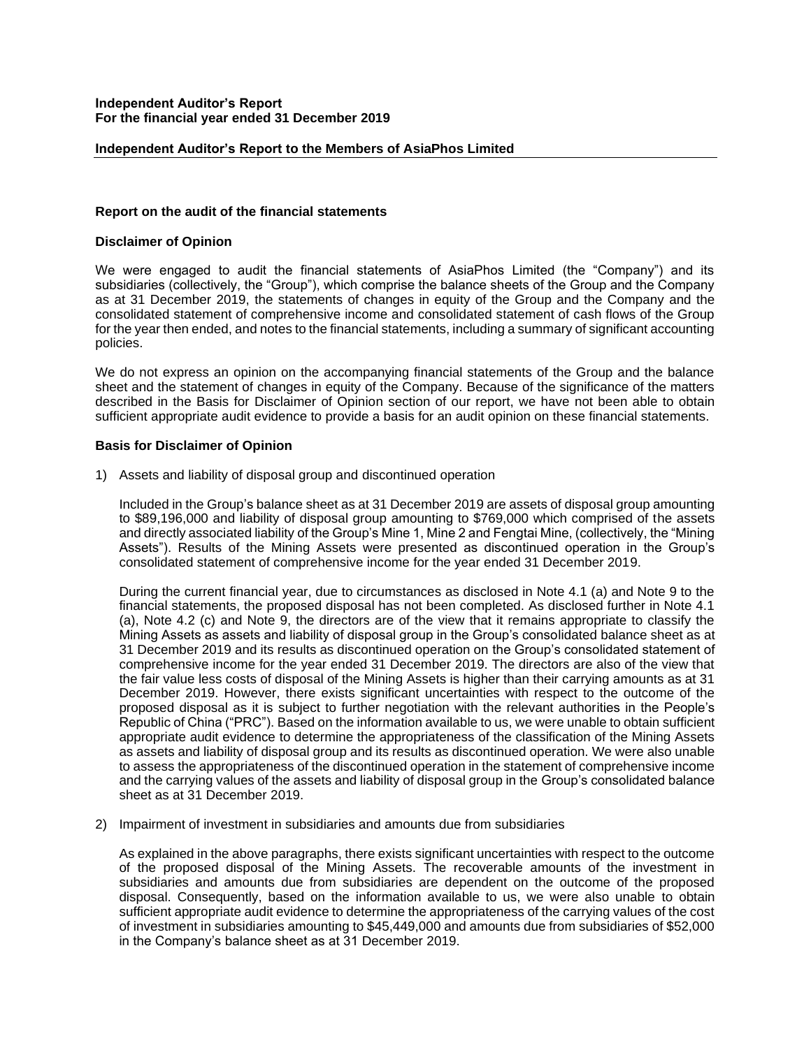**Independent Auditor's Report**
**For the financial year ended 31 December 2019**

**Independent Auditor's Report to the Members of AsiaPhos Limited**

**Report on the audit of the financial statements**

**Disclaimer of Opinion**

We were engaged to audit the financial statements of AsiaPhos Limited (the "Company") and its subsidiaries (collectively, the "Group"), which comprise the balance sheets of the Group and the Company as at 31 December 2019, the statements of changes in equity of the Group and the Company and the consolidated statement of comprehensive income and consolidated statement of cash flows of the Group for the year then ended, and notes to the financial statements, including a summary of significant accounting policies.

We do not express an opinion on the accompanying financial statements of the Group and the balance sheet and the statement of changes in equity of the Company. Because of the significance of the matters described in the Basis for Disclaimer of Opinion section of our report, we have not been able to obtain sufficient appropriate audit evidence to provide a basis for an audit opinion on these financial statements.

**Basis for Disclaimer of Opinion**

1) Assets and liability of disposal group and discontinued operation

   Included in the Group's balance sheet as at 31 December 2019 are assets of disposal group amounting to $89,196,000 and liability of disposal group amounting to $769,000 which comprised of the assets and directly associated liability of the Group's Mine 1, Mine 2 and Fengtai Mine, (collectively, the "Mining Assets"). Results of the Mining Assets were presented as discontinued operation in the Group's consolidated statement of comprehensive income for the year ended 31 December 2019.

   During the current financial year, due to circumstances as disclosed in Note 4.1 (a) and Note 9 to the financial statements, the proposed disposal has not been completed. As disclosed further in Note 4.1 (a), Note 4.2 (c) and Note 9, the directors are of the view that it remains appropriate to classify the Mining Assets as assets and liability of disposal group in the Group's consolidated balance sheet as at 31 December 2019 and its results as discontinued operation on the Group's consolidated statement of comprehensive income for the year ended 31 December 2019. The directors are also of the view that the fair value less costs of disposal of the Mining Assets is higher than their carrying amounts as at 31 December 2019. However, there exists significant uncertainties with respect to the outcome of the proposed disposal as it is subject to further negotiation with the relevant authorities in the People's Republic of China ("PRC"). Based on the information available to us, we were unable to obtain sufficient appropriate audit evidence to determine the appropriateness of the classification of the Mining Assets as assets and liability of disposal group and its results as discontinued operation. We were also unable to assess the appropriateness of the discontinued operation in the statement of comprehensive income and the carrying values of the assets and liability of disposal group in the Group's consolidated balance sheet as at 31 December 2019.

2) Impairment of investment in subsidiaries and amounts due from subsidiaries

   As explained in the above paragraphs, there exists significant uncertainties with respect to the outcome of the proposed disposal of the Mining Assets. The recoverable amounts of the investment in subsidiaries and amounts due from subsidiaries are dependent on the outcome of the proposed disposal. Consequently, based on the information available to us, we were also unable to obtain sufficient appropriate audit evidence to determine the appropriateness of the carrying values of the cost of investment in subsidiaries amounting to $45,449,000 and amounts due from subsidiaries of $52,000 in the Company's balance sheet as at 31 December 2019.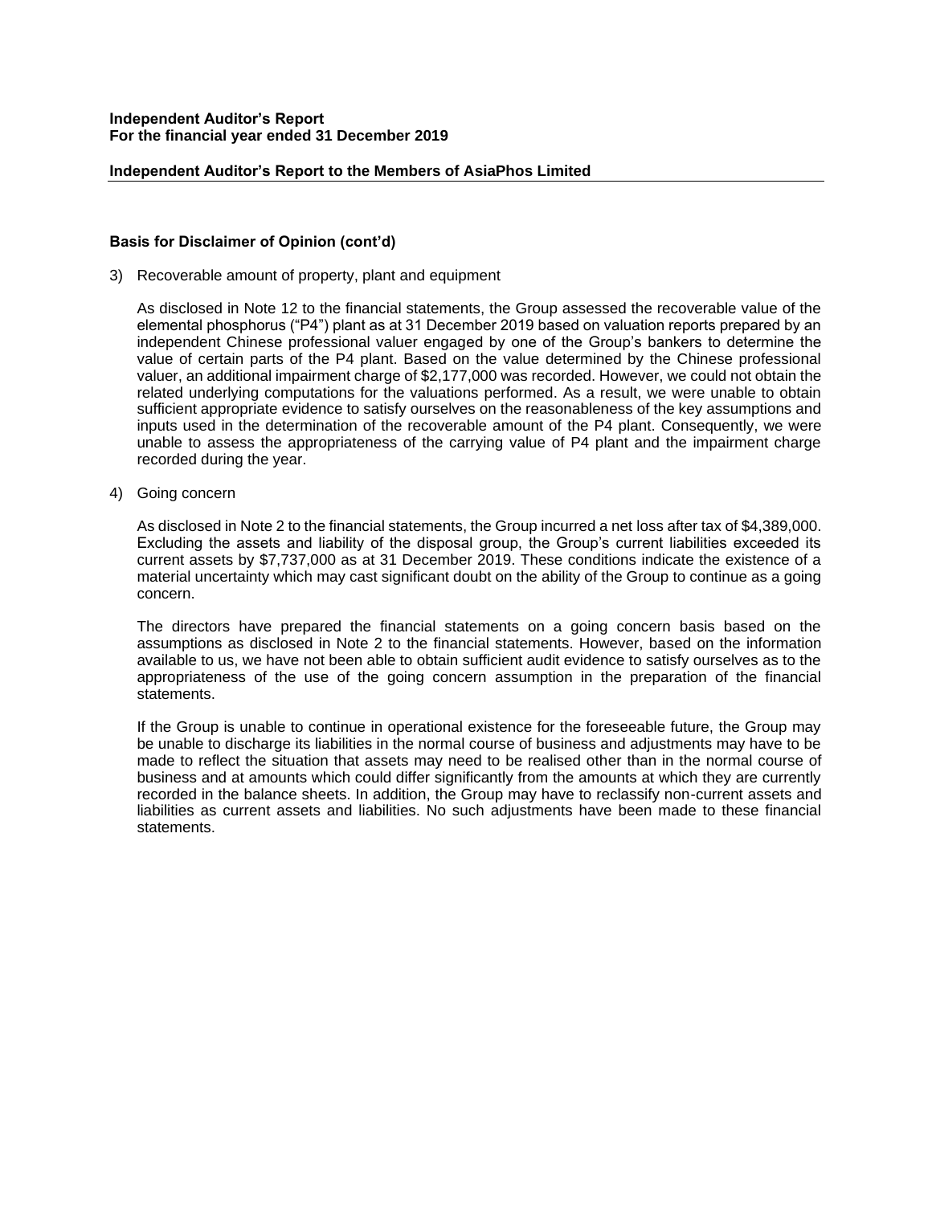**Independent Auditor's Report**
**For the financial year ended 31 December 2019**

**Independent Auditor's Report to the Members of AsiaPhos Limited**

**Basis for Disclaimer of Opinion (cont'd)**

3) Recoverable amount of property, plant and equipment

   As disclosed in Note 12 to the financial statements, the Group assessed the recoverable value of the elemental phosphorus ("P4") plant as at 31 December 2019 based on valuation reports prepared by an independent Chinese professional valuer engaged by one of the Group's bankers to determine the value of certain parts of the P4 plant. Based on the value determined by the Chinese professional valuer, an additional impairment charge of $2,177,000 was recorded. However, we could not obtain the related underlying computations for the valuations performed. As a result, we were unable to obtain sufficient appropriate evidence to satisfy ourselves on the reasonableness of the key assumptions and inputs used in the determination of the recoverable amount of the P4 plant. Consequently, we were unable to assess the appropriateness of the carrying value of P4 plant and the impairment charge recorded during the year.

4) Going concern

   As disclosed in Note 2 to the financial statements, the Group incurred a net loss after tax of $4,389,000. Excluding the assets and liability of the disposal group, the Group's current liabilities exceeded its current assets by $7,737,000 as at 31 December 2019. These conditions indicate the existence of a material uncertainty which may cast significant doubt on the ability of the Group to continue as a going concern.

   The directors have prepared the financial statements on a going concern basis based on the assumptions as disclosed in Note 2 to the financial statements. However, based on the information available to us, we have not been able to obtain sufficient audit evidence to satisfy ourselves as to the appropriateness of the use of the going concern assumption in the preparation of the financial statements.

   If the Group is unable to continue in operational existence for the foreseeable future, the Group may be unable to discharge its liabilities in the normal course of business and adjustments may have to be made to reflect the situation that assets may need to be realised other than in the normal course of business and at amounts which could differ significantly from the amounts at which they are currently recorded in the balance sheets. In addition, the Group may have to reclassify non-current assets and liabilities as current assets and liabilities. No such adjustments have been made to these financial statements.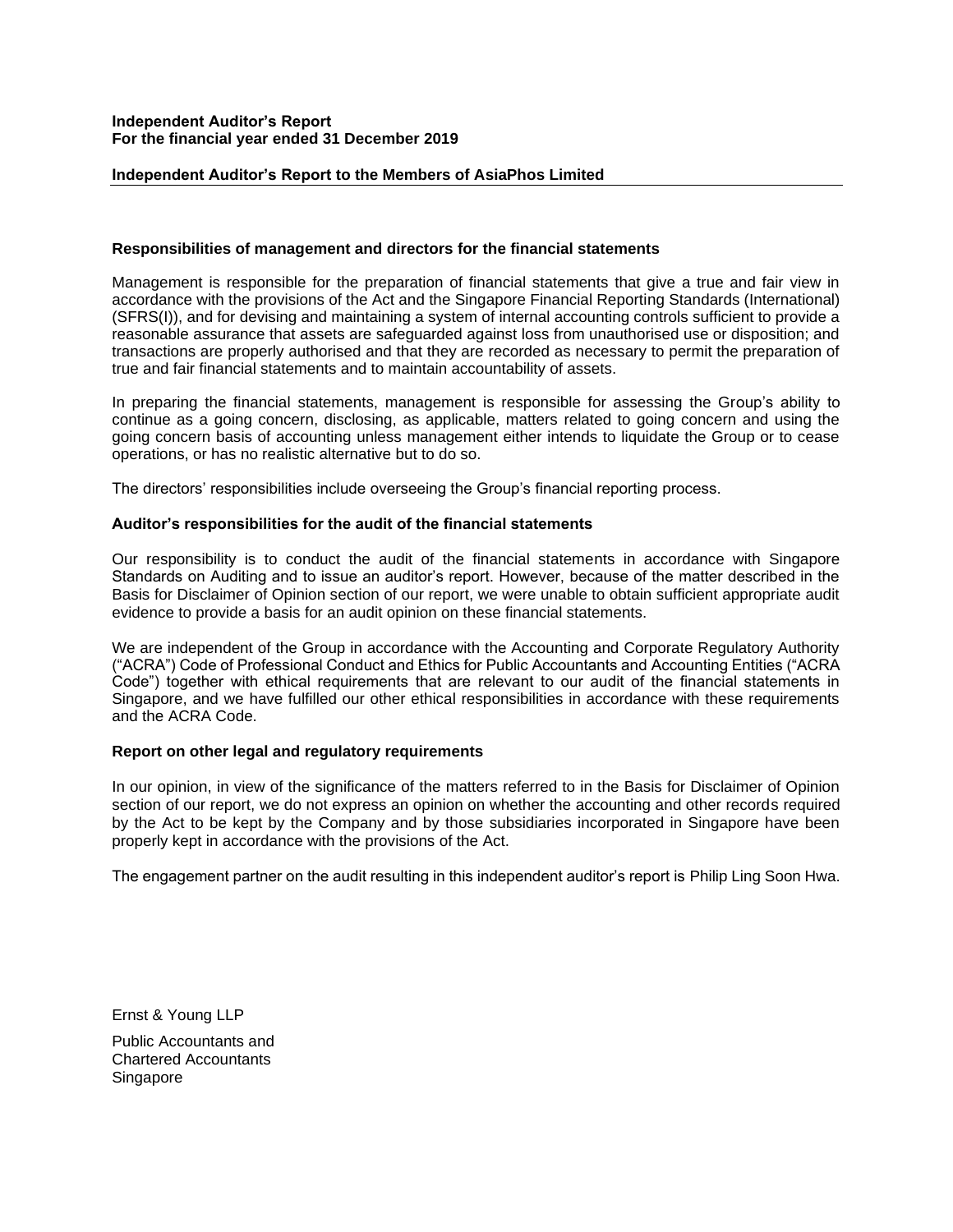**Independent Auditor's Report**
**For the financial year ended 31 December 2019**

**Independent Auditor's Report to the Members of AsiaPhos Limited**

**Responsibilities of management and directors for the financial statements**

Management is responsible for the preparation of financial statements that give a true and fair view in accordance with the provisions of the Act and the Singapore Financial Reporting Standards (International) (SFRS(I)), and for devising and maintaining a system of internal accounting controls sufficient to provide a reasonable assurance that assets are safeguarded against loss from unauthorised use or disposition; and transactions are properly authorised and that they are recorded as necessary to permit the preparation of true and fair financial statements and to maintain accountability of assets.

In preparing the financial statements, management is responsible for assessing the Group's ability to continue as a going concern, disclosing, as applicable, matters related to going concern and using the going concern basis of accounting unless management either intends to liquidate the Group or to cease operations, or has no realistic alternative but to do so.

The directors' responsibilities include overseeing the Group's financial reporting process.

**Auditor's responsibilities for the audit of the financial statements**

Our responsibility is to conduct the audit of the financial statements in accordance with Singapore Standards on Auditing and to issue an auditor's report. However, because of the matter described in the Basis for Disclaimer of Opinion section of our report, we were unable to obtain sufficient appropriate audit evidence to provide a basis for an audit opinion on these financial statements.

We are independent of the Group in accordance with the Accounting and Corporate Regulatory Authority ("ACRA") Code of Professional Conduct and Ethics for Public Accountants and Accounting Entities ("ACRA Code") together with ethical requirements that are relevant to our audit of the financial statements in Singapore, and we have fulfilled our other ethical responsibilities in accordance with these requirements and the ACRA Code.

**Report on other legal and regulatory requirements**

In our opinion, in view of the significance of the matters referred to in the Basis for Disclaimer of Opinion section of our report, we do not express an opinion on whether the accounting and other records required by the Act to be kept by the Company and by those subsidiaries incorporated in Singapore have been properly kept in accordance with the provisions of the Act.

The engagement partner on the audit resulting in this independent auditor's report is Philip Ling Soon Hwa.

Ernst & Young LLP

Public Accountants and
Chartered Accountants
Singapore